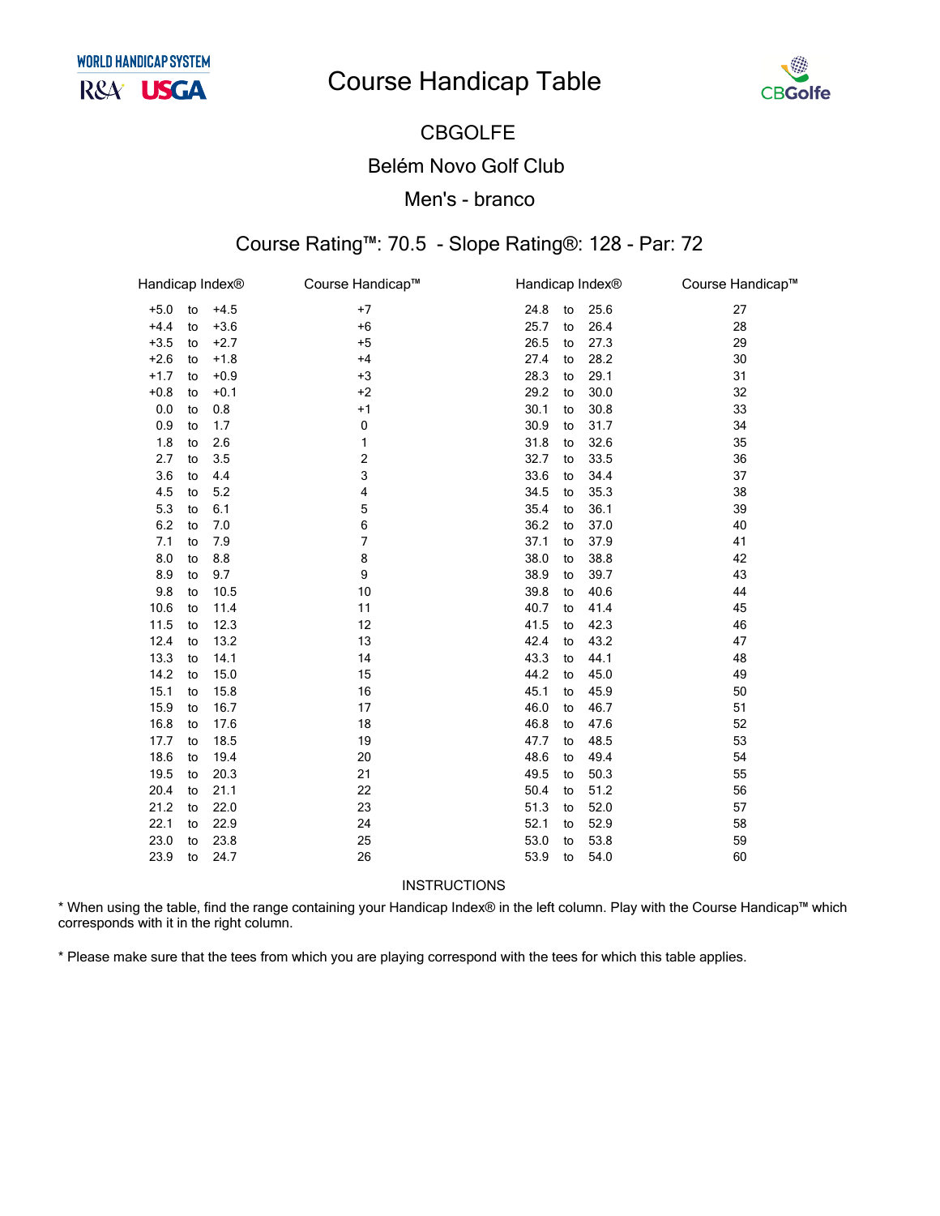# Course Handicap Table

## CBGOLFE

## Belém Novo Golf Club

## Men's - branco

### Course Rating™: 70.5 - Slope Rating®: 128 - Par: 72

| Handicap Index® | | | Course Handicap™ | Handicap Index® | | | Course Handicap™ |
|---|---|---|---|---|---|---|---|
| +5.0 | to | +4.5 | +7 | 24.8 | to | 25.6 | 27 |
| +4.4 | to | +3.6 | +6 | 25.7 | to | 26.4 | 28 |
| +3.5 | to | +2.7 | +5 | 26.5 | to | 27.3 | 29 |
| +2.6 | to | +1.8 | +4 | 27.4 | to | 28.2 | 30 |
| +1.7 | to | +0.9 | +3 | 28.3 | to | 29.1 | 31 |
| +0.8 | to | +0.1 | +2 | 29.2 | to | 30.0 | 32 |
| 0.0 | to | 0.8 | +1 | 30.1 | to | 30.8 | 33 |
| 0.9 | to | 1.7 | 0 | 30.9 | to | 31.7 | 34 |
| 1.8 | to | 2.6 | 1 | 31.8 | to | 32.6 | 35 |
| 2.7 | to | 3.5 | 2 | 32.7 | to | 33.5 | 36 |
| 3.6 | to | 4.4 | 3 | 33.6 | to | 34.4 | 37 |
| 4.5 | to | 5.2 | 4 | 34.5 | to | 35.3 | 38 |
| 5.3 | to | 6.1 | 5 | 35.4 | to | 36.1 | 39 |
| 6.2 | to | 7.0 | 6 | 36.2 | to | 37.0 | 40 |
| 7.1 | to | 7.9 | 7 | 37.1 | to | 37.9 | 41 |
| 8.0 | to | 8.8 | 8 | 38.0 | to | 38.8 | 42 |
| 8.9 | to | 9.7 | 9 | 38.9 | to | 39.7 | 43 |
| 9.8 | to | 10.5 | 10 | 39.8 | to | 40.6 | 44 |
| 10.6 | to | 11.4 | 11 | 40.7 | to | 41.4 | 45 |
| 11.5 | to | 12.3 | 12 | 41.5 | to | 42.3 | 46 |
| 12.4 | to | 13.2 | 13 | 42.4 | to | 43.2 | 47 |
| 13.3 | to | 14.1 | 14 | 43.3 | to | 44.1 | 48 |
| 14.2 | to | 15.0 | 15 | 44.2 | to | 45.0 | 49 |
| 15.1 | to | 15.8 | 16 | 45.1 | to | 45.9 | 50 |
| 15.9 | to | 16.7 | 17 | 46.0 | to | 46.7 | 51 |
| 16.8 | to | 17.6 | 18 | 46.8 | to | 47.6 | 52 |
| 17.7 | to | 18.5 | 19 | 47.7 | to | 48.5 | 53 |
| 18.6 | to | 19.4 | 20 | 48.6 | to | 49.4 | 54 |
| 19.5 | to | 20.3 | 21 | 49.5 | to | 50.3 | 55 |
| 20.4 | to | 21.1 | 22 | 50.4 | to | 51.2 | 56 |
| 21.2 | to | 22.0 | 23 | 51.3 | to | 52.0 | 57 |
| 22.1 | to | 22.9 | 24 | 52.1 | to | 52.9 | 58 |
| 23.0 | to | 23.8 | 25 | 53.0 | to | 53.8 | 59 |
| 23.9 | to | 24.7 | 26 | 53.9 | to | 54.0 | 60 |

INSTRUCTIONS

* When using the table, find the range containing your Handicap Index® in the left column. Play with the Course Handicap™ which corresponds with it in the right column.

* Please make sure that the tees from which you are playing correspond with the tees for which this table applies.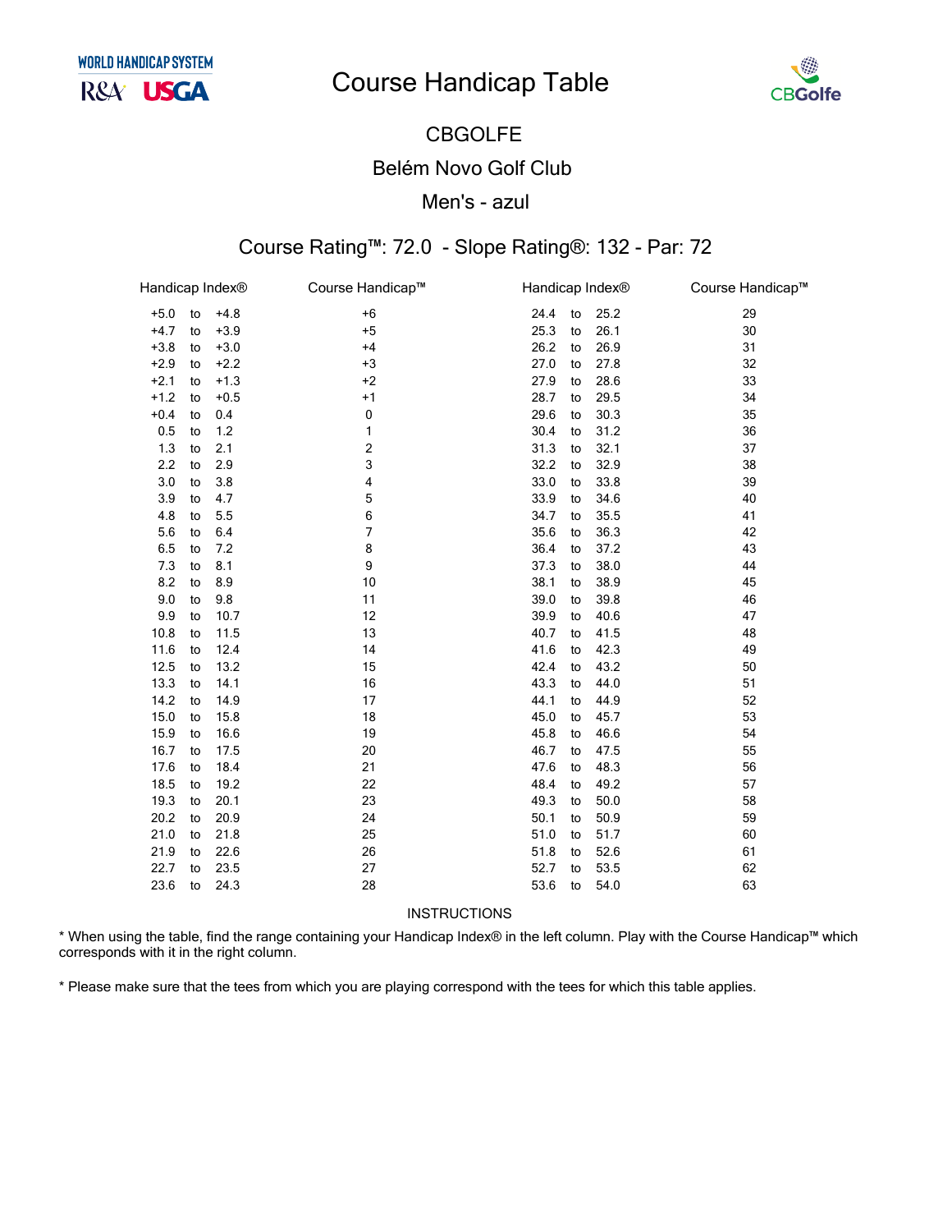WORLD HANDICAP SYSTEM
R&A USGA

# Course Handicap Table

CBGolfe

## CBGOLFE

## Belém Novo Golf Club

## Men's - azul

### Course Rating™: 72.0 - Slope Rating®: 132 - Par: 72

| Handicap Index® | Course Handicap™ | Handicap Index® | Course Handicap™ |
|---|---|---|---|
| +5.0 to +4.8 | +6 | 24.4 to 25.2 | 29 |
| +4.7 to +3.9 | +5 | 25.3 to 26.1 | 30 |
| +3.8 to +3.0 | +4 | 26.2 to 26.9 | 31 |
| +2.9 to +2.2 | +3 | 27.0 to 27.8 | 32 |
| +2.1 to +1.3 | +2 | 27.9 to 28.6 | 33 |
| +1.2 to +0.5 | +1 | 28.7 to 29.5 | 34 |
| +0.4 to 0.4 | 0 | 29.6 to 30.3 | 35 |
| 0.5 to 1.2 | 1 | 30.4 to 31.2 | 36 |
| 1.3 to 2.1 | 2 | 31.3 to 32.1 | 37 |
| 2.2 to 2.9 | 3 | 32.2 to 32.9 | 38 |
| 3.0 to 3.8 | 4 | 33.0 to 33.8 | 39 |
| 3.9 to 4.7 | 5 | 33.9 to 34.6 | 40 |
| 4.8 to 5.5 | 6 | 34.7 to 35.5 | 41 |
| 5.6 to 6.4 | 7 | 35.6 to 36.3 | 42 |
| 6.5 to 7.2 | 8 | 36.4 to 37.2 | 43 |
| 7.3 to 8.1 | 9 | 37.3 to 38.0 | 44 |
| 8.2 to 8.9 | 10 | 38.1 to 38.9 | 45 |
| 9.0 to 9.8 | 11 | 39.0 to 39.8 | 46 |
| 9.9 to 10.7 | 12 | 39.9 to 40.6 | 47 |
| 10.8 to 11.5 | 13 | 40.7 to 41.5 | 48 |
| 11.6 to 12.4 | 14 | 41.6 to 42.3 | 49 |
| 12.5 to 13.2 | 15 | 42.4 to 43.2 | 50 |
| 13.3 to 14.1 | 16 | 43.3 to 44.0 | 51 |
| 14.2 to 14.9 | 17 | 44.1 to 44.9 | 52 |
| 15.0 to 15.8 | 18 | 45.0 to 45.7 | 53 |
| 15.9 to 16.6 | 19 | 45.8 to 46.6 | 54 |
| 16.7 to 17.5 | 20 | 46.7 to 47.5 | 55 |
| 17.6 to 18.4 | 21 | 47.6 to 48.3 | 56 |
| 18.5 to 19.2 | 22 | 48.4 to 49.2 | 57 |
| 19.3 to 20.1 | 23 | 49.3 to 50.0 | 58 |
| 20.2 to 20.9 | 24 | 50.1 to 50.9 | 59 |
| 21.0 to 21.8 | 25 | 51.0 to 51.7 | 60 |
| 21.9 to 22.6 | 26 | 51.8 to 52.6 | 61 |
| 22.7 to 23.5 | 27 | 52.7 to 53.5 | 62 |
| 23.6 to 24.3 | 28 | 53.6 to 54.0 | 63 |

INSTRUCTIONS

* When using the table, find the range containing your Handicap Index® in the left column. Play with the Course Handicap™ which corresponds with it in the right column.

* Please make sure that the tees from which you are playing correspond with the tees for which this table applies.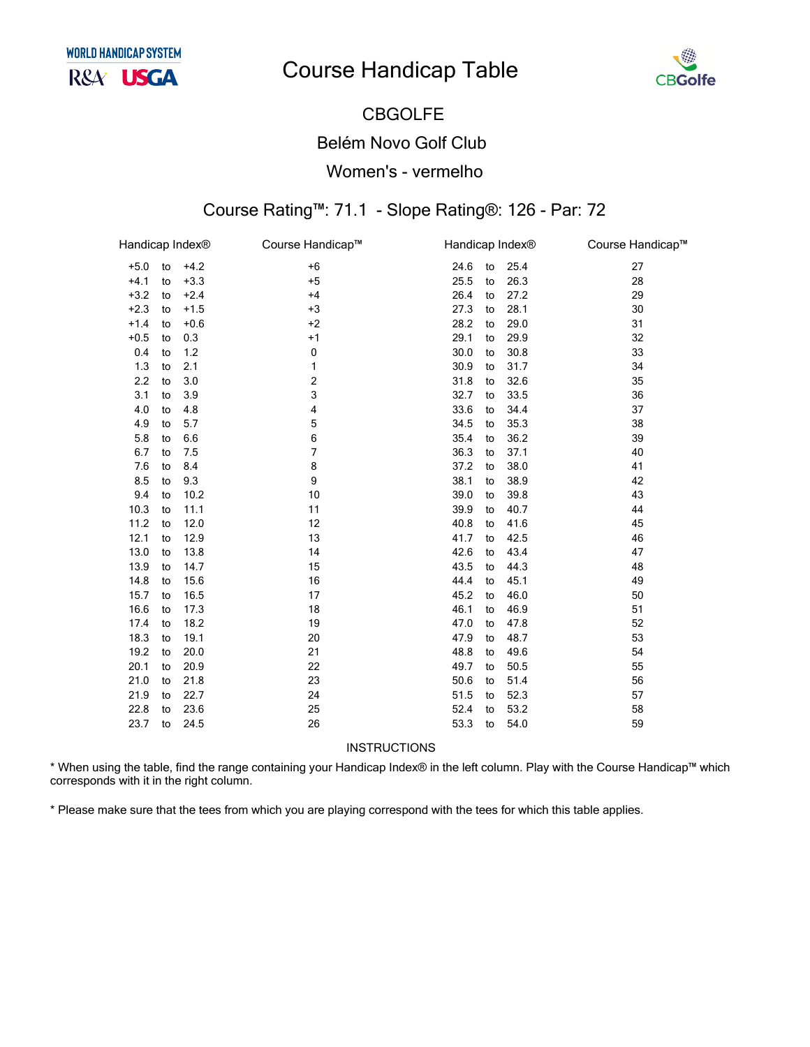# Course Handicap Table

WORLD HANDICAP SYSTEM R&A USGA

CBGolfe

## CBGOLFE

## Belém Novo Golf Club

## Women's - vermelho

### Course Rating™: 71.1 - Slope Rating®: 126 - Par: 72

| Handicap Index® | Course Handicap™ | Handicap Index® | Course Handicap™ |
|---|---|---|---|
| +5.0 to +4.2 | +6 | 24.6 to 25.4 | 27 |
| +4.1 to +3.3 | +5 | 25.5 to 26.3 | 28 |
| +3.2 to +2.4 | +4 | 26.4 to 27.2 | 29 |
| +2.3 to +1.5 | +3 | 27.3 to 28.1 | 30 |
| +1.4 to +0.6 | +2 | 28.2 to 29.0 | 31 |
| +0.5 to 0.3 | +1 | 29.1 to 29.9 | 32 |
| 0.4 to 1.2 | 0 | 30.0 to 30.8 | 33 |
| 1.3 to 2.1 | 1 | 30.9 to 31.7 | 34 |
| 2.2 to 3.0 | 2 | 31.8 to 32.6 | 35 |
| 3.1 to 3.9 | 3 | 32.7 to 33.5 | 36 |
| 4.0 to 4.8 | 4 | 33.6 to 34.4 | 37 |
| 4.9 to 5.7 | 5 | 34.5 to 35.3 | 38 |
| 5.8 to 6.6 | 6 | 35.4 to 36.2 | 39 |
| 6.7 to 7.5 | 7 | 36.3 to 37.1 | 40 |
| 7.6 to 8.4 | 8 | 37.2 to 38.0 | 41 |
| 8.5 to 9.3 | 9 | 38.1 to 38.9 | 42 |
| 9.4 to 10.2 | 10 | 39.0 to 39.8 | 43 |
| 10.3 to 11.1 | 11 | 39.9 to 40.7 | 44 |
| 11.2 to 12.0 | 12 | 40.8 to 41.6 | 45 |
| 12.1 to 12.9 | 13 | 41.7 to 42.5 | 46 |
| 13.0 to 13.8 | 14 | 42.6 to 43.4 | 47 |
| 13.9 to 14.7 | 15 | 43.5 to 44.3 | 48 |
| 14.8 to 15.6 | 16 | 44.4 to 45.1 | 49 |
| 15.7 to 16.5 | 17 | 45.2 to 46.0 | 50 |
| 16.6 to 17.3 | 18 | 46.1 to 46.9 | 51 |
| 17.4 to 18.2 | 19 | 47.0 to 47.8 | 52 |
| 18.3 to 19.1 | 20 | 47.9 to 48.7 | 53 |
| 19.2 to 20.0 | 21 | 48.8 to 49.6 | 54 |
| 20.1 to 20.9 | 22 | 49.7 to 50.5 | 55 |
| 21.0 to 21.8 | 23 | 50.6 to 51.4 | 56 |
| 21.9 to 22.7 | 24 | 51.5 to 52.3 | 57 |
| 22.8 to 23.6 | 25 | 52.4 to 53.2 | 58 |
| 23.7 to 24.5 | 26 | 53.3 to 54.0 | 59 |

INSTRUCTIONS

* When using the table, find the range containing your Handicap Index® in the left column. Play with the Course Handicap™ which corresponds with it in the right column.

* Please make sure that the tees from which you are playing correspond with the tees for which this table applies.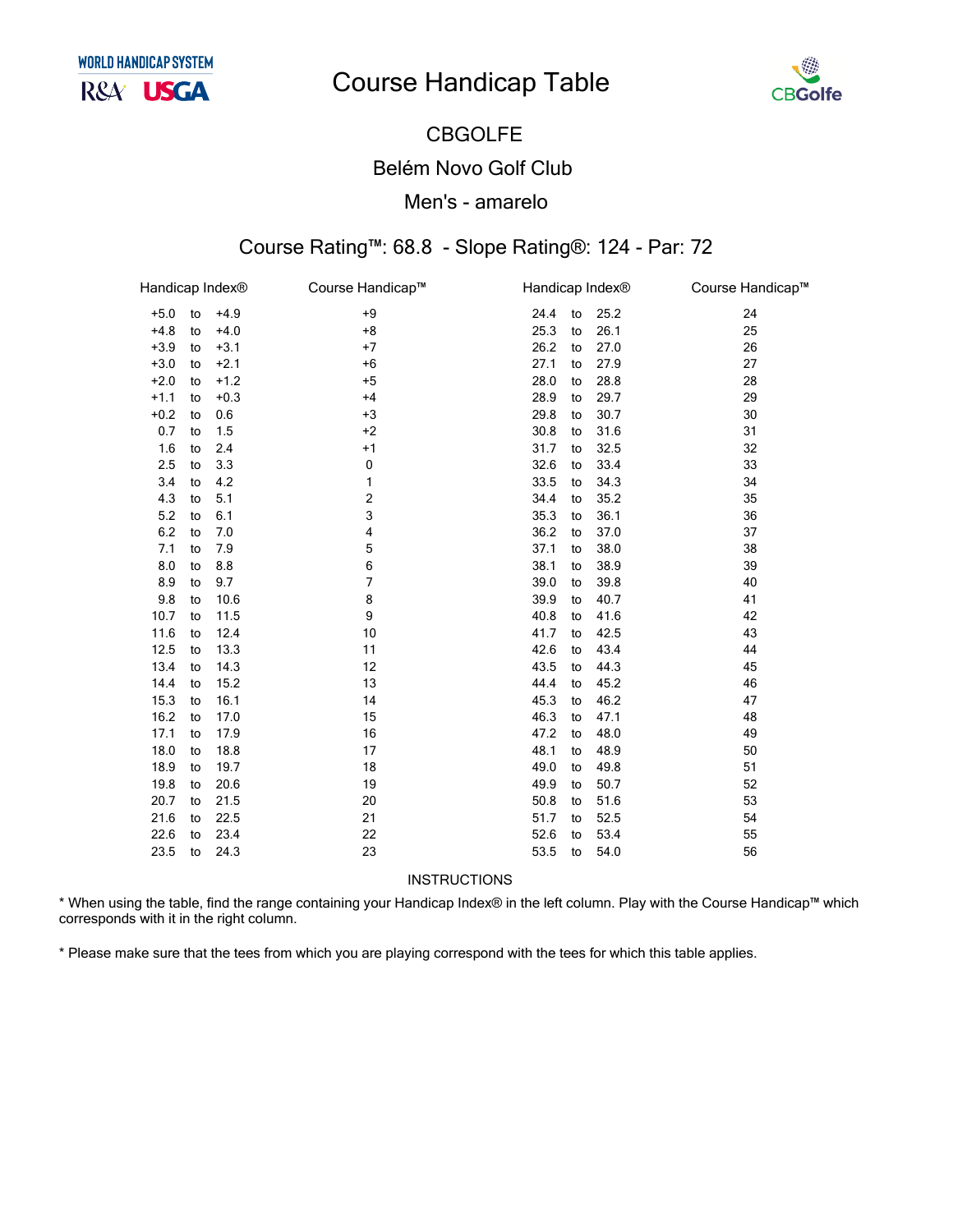WORLD HANDICAP SYSTEM

R&A USGA

# Course Handicap Table

CBGolfe

## CBGOLFE

## Belém Novo Golf Club

## Men's - amarelo

### Course Rating™: 68.8 - Slope Rating®: 124 - Par: 72

| Handicap Index® | | | Course Handicap™ | Handicap Index® | | | Course Handicap™ |
|---|---|---|---|---|---|---|---|
| +5.0 | to | +4.9 | +9 | 24.4 | to | 25.2 | 24 |
| +4.8 | to | +4.0 | +8 | 25.3 | to | 26.1 | 25 |
| +3.9 | to | +3.1 | +7 | 26.2 | to | 27.0 | 26 |
| +3.0 | to | +2.1 | +6 | 27.1 | to | 27.9 | 27 |
| +2.0 | to | +1.2 | +5 | 28.0 | to | 28.8 | 28 |
| +1.1 | to | +0.3 | +4 | 28.9 | to | 29.7 | 29 |
| +0.2 | to | 0.6 | +3 | 29.8 | to | 30.7 | 30 |
| 0.7 | to | 1.5 | +2 | 30.8 | to | 31.6 | 31 |
| 1.6 | to | 2.4 | +1 | 31.7 | to | 32.5 | 32 |
| 2.5 | to | 3.3 | 0 | 32.6 | to | 33.4 | 33 |
| 3.4 | to | 4.2 | 1 | 33.5 | to | 34.3 | 34 |
| 4.3 | to | 5.1 | 2 | 34.4 | to | 35.2 | 35 |
| 5.2 | to | 6.1 | 3 | 35.3 | to | 36.1 | 36 |
| 6.2 | to | 7.0 | 4 | 36.2 | to | 37.0 | 37 |
| 7.1 | to | 7.9 | 5 | 37.1 | to | 38.0 | 38 |
| 8.0 | to | 8.8 | 6 | 38.1 | to | 38.9 | 39 |
| 8.9 | to | 9.7 | 7 | 39.0 | to | 39.8 | 40 |
| 9.8 | to | 10.6 | 8 | 39.9 | to | 40.7 | 41 |
| 10.7 | to | 11.5 | 9 | 40.8 | to | 41.6 | 42 |
| 11.6 | to | 12.4 | 10 | 41.7 | to | 42.5 | 43 |
| 12.5 | to | 13.3 | 11 | 42.6 | to | 43.4 | 44 |
| 13.4 | to | 14.3 | 12 | 43.5 | to | 44.3 | 45 |
| 14.4 | to | 15.2 | 13 | 44.4 | to | 45.2 | 46 |
| 15.3 | to | 16.1 | 14 | 45.3 | to | 46.2 | 47 |
| 16.2 | to | 17.0 | 15 | 46.3 | to | 47.1 | 48 |
| 17.1 | to | 17.9 | 16 | 47.2 | to | 48.0 | 49 |
| 18.0 | to | 18.8 | 17 | 48.1 | to | 48.9 | 50 |
| 18.9 | to | 19.7 | 18 | 49.0 | to | 49.8 | 51 |
| 19.8 | to | 20.6 | 19 | 49.9 | to | 50.7 | 52 |
| 20.7 | to | 21.5 | 20 | 50.8 | to | 51.6 | 53 |
| 21.6 | to | 22.5 | 21 | 51.7 | to | 52.5 | 54 |
| 22.6 | to | 23.4 | 22 | 52.6 | to | 53.4 | 55 |
| 23.5 | to | 24.3 | 23 | 53.5 | to | 54.0 | 56 |

INSTRUCTIONS

* When using the table, find the range containing your Handicap Index® in the left column. Play with the Course Handicap™ which corresponds with it in the right column.

* Please make sure that the tees from which you are playing correspond with the tees for which this table applies.